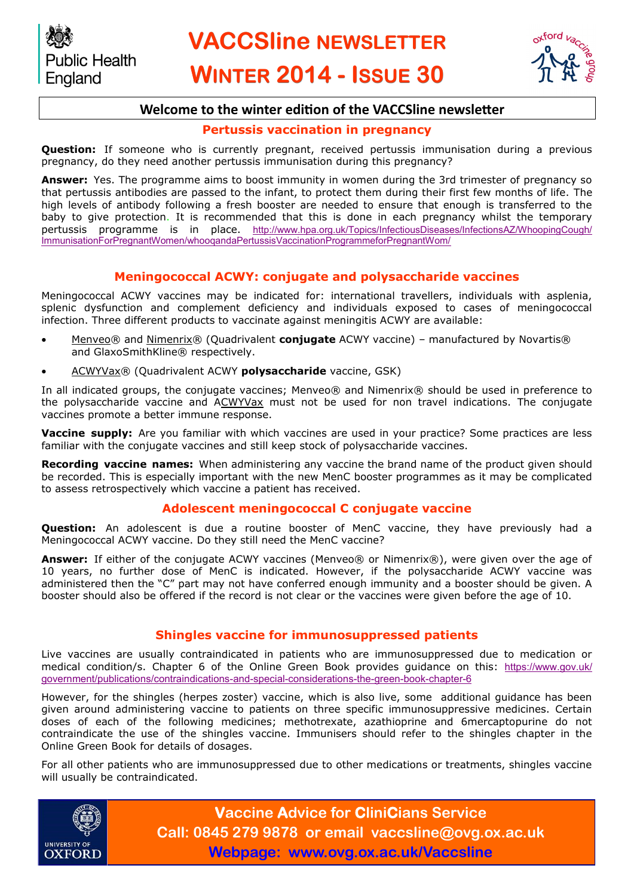Public Health England

# VACCSline NEWSLETTER WINTER 2014 - ISSUE 30

oxford vaccine group

## Welcome to the winter edition of the VACCSline newsletter

### Pertussis vaccination in pregnancy

**Question:** If someone who is currently pregnant, received pertussis immunisation during a previous pregnancy, do they need another pertussis immunisation during this pregnancy?

**Answer:** Yes. The programme aims to boost immunity in women during the 3rd trimester of pregnancy so that pertussis antibodies are passed to the infant, to protect them during their first few months of life. The high levels of antibody following a fresh booster are needed to ensure that enough is transferred to the baby to give protection. It is recommended that this is done in each pregnancy whilst the temporary pertussis programme is in place. http://www.hpa.org.uk/Topics/InfectiousDiseases/InfectionsAZ/WhoopingCough/ImmunisationForPregnantWomen/whooqandaPertussisVaccinationProgrammeforPregnantWom/

### Meningococcal ACWY: conjugate and polysaccharide vaccines

Meningococcal ACWY vaccines may be indicated for: international travellers, individuals with asplenia, splenic dysfunction and complement deficiency and individuals exposed to cases of meningococcal infection. Three different products to vaccinate against meningitis ACWY are available:

- Menveo® and Nimenrix® (Quadrivalent **conjugate** ACWY vaccine) – manufactured by Novartis® and GlaxoSmithKline® respectively.
- ACWYVax® (Quadrivalent ACWY **polysaccharide** vaccine, GSK)

In all indicated groups, the conjugate vaccines; Menveo® and Nimenrix® should be used in preference to the polysaccharide vaccine and ACWYVax must not be used for non travel indications. The conjugate vaccines promote a better immune response.

**Vaccine supply:** Are you familiar with which vaccines are used in your practice? Some practices are less familiar with the conjugate vaccines and still keep stock of polysaccharide vaccines.

**Recording vaccine names:** When administering any vaccine the brand name of the product given should be recorded. This is especially important with the new MenC booster programmes as it may be complicated to assess retrospectively which vaccine a patient has received.

### Adolescent meningococcal C conjugate vaccine

**Question:** An adolescent is due a routine booster of MenC vaccine, they have previously had a Meningococcal ACWY vaccine. Do they still need the MenC vaccine?

**Answer:** If either of the conjugate ACWY vaccines (Menveo® or Nimenrix®), were given over the age of 10 years, no further dose of MenC is indicated. However, if the polysaccharide ACWY vaccine was administered then the "C" part may not have conferred enough immunity and a booster should be given. A booster should also be offered if the record is not clear or the vaccines were given before the age of 10.

### Shingles vaccine for immunosuppressed patients

Live vaccines are usually contraindicated in patients who are immunosuppressed due to medication or medical condition/s. Chapter 6 of the Online Green Book provides guidance on this: https://www.gov.uk/government/publications/contraindications-and-special-considerations-the-green-book-chapter-6

However, for the shingles (herpes zoster) vaccine, which is also live, some additional guidance has been given around administering vaccine to patients on three specific immunosuppressive medicines. Certain doses of each of the following medicines; methotrexate, azathioprine and 6mercaptopurine do not contraindicate the use of the shingles vaccine. Immunisers should refer to the shingles chapter in the Online Green Book for details of dosages.

For all other patients who are immunosuppressed due to other medications or treatments, shingles vaccine will usually be contraindicated.

UNIVERSITY OF OXFORD

**Vaccine Advice for CliniCians Service**
**Call: 0845 279 9878 or email vaccsline@ovg.ox.ac.uk**
**Webpage: www.ovg.ox.ac.uk/Vaccsline**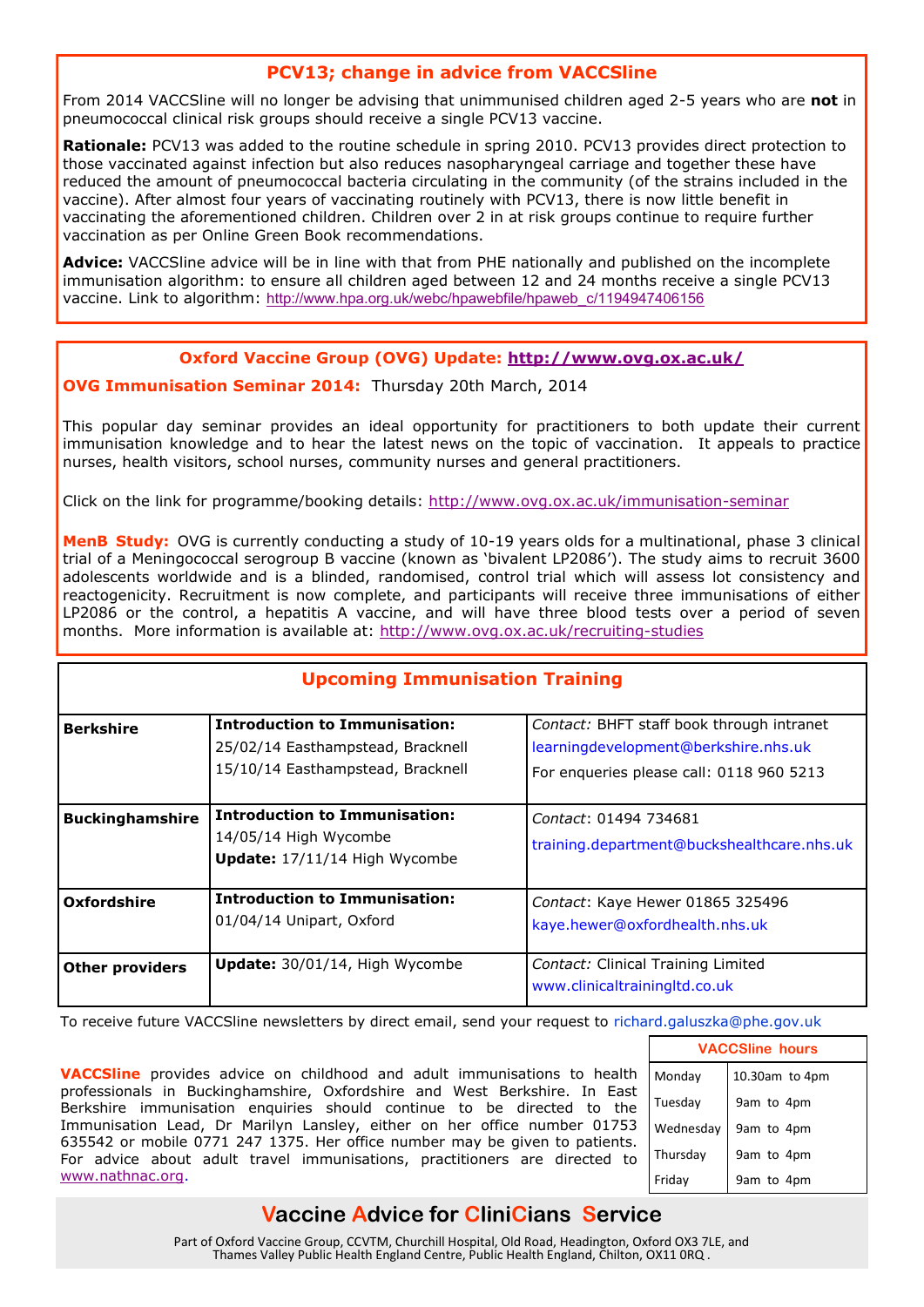## PCV13; change in advice from VACCSline

From 2014 VACCSline will no longer be advising that unimmunised children aged 2-5 years who are **not** in pneumococcal clinical risk groups should receive a single PCV13 vaccine.

**Rationale:** PCV13 was added to the routine schedule in spring 2010. PCV13 provides direct protection to those vaccinated against infection but also reduces nasopharyngeal carriage and together these have reduced the amount of pneumococcal bacteria circulating in the community (of the strains included in the vaccine). After almost four years of vaccinating routinely with PCV13, there is now little benefit in vaccinating the aforementioned children. Children over 2 in at risk groups continue to require further vaccination as per Online Green Book recommendations.

**Advice:** VACCSline advice will be in line with that from PHE nationally and published on the incomplete immunisation algorithm: to ensure all children aged between 12 and 24 months receive a single PCV13 vaccine. Link to algorithm: http://www.hpa.org.uk/webc/hpawebfile/hpaweb_c/1194947406156

## Oxford Vaccine Group (OVG) Update: http://www.ovg.ox.ac.uk/

**OVG Immunisation Seminar 2014:** Thursday 20th March, 2014

This popular day seminar provides an ideal opportunity for practitioners to both update their current immunisation knowledge and to hear the latest news on the topic of vaccination. It appeals to practice nurses, health visitors, school nurses, community nurses and general practitioners.

Click on the link for programme/booking details: http://www.ovg.ox.ac.uk/immunisation-seminar

**MenB Study:** OVG is currently conducting a study of 10-19 years olds for a multinational, phase 3 clinical trial of a Meningococcal serogroup B vaccine (known as 'bivalent LP2086'). The study aims to recruit 3600 adolescents worldwide and is a blinded, randomised, control trial which will assess lot consistency and reactogenicity. Recruitment is now complete, and participants will receive three immunisations of either LP2086 or the control, a hepatitis A vaccine, and will have three blood tests over a period of seven months. More information is available at: http://www.ovg.ox.ac.uk/recruiting-studies

## Upcoming Immunisation Training

| | | |
|---|---|---|
| **Berkshire** | **Introduction to Immunisation:**<br>25/02/14 Easthampstead, Bracknell<br>15/10/14 Easthampstead, Bracknell | *Contact:* BHFT staff book through intranet<br>learningdevelopment@berkshire.nhs.uk<br>For enqueries please call: 0118 960 5213 |
| **Buckinghamshire** | **Introduction to Immunisation:**<br>14/05/14 High Wycombe<br>**Update:** 17/11/14 High Wycombe | *Contact*: 01494 734681<br>training.department@buckshealthcare.nhs.uk |
| **Oxfordshire** | **Introduction to Immunisation:**<br>01/04/14 Unipart, Oxford | *Contact*: Kaye Hewer 01865 325496<br>kaye.hewer@oxfordhealth.nhs.uk |
| **Other providers** | **Update:** 30/01/14, High Wycombe | *Contact:* Clinical Training Limited<br>www.clinicaltrainingltd.co.uk |

To receive future VACCSline newsletters by direct email, send your request to richard.galuszka@phe.gov.uk

**VACCSline** provides advice on childhood and adult immunisations to health professionals in Buckinghamshire, Oxfordshire and West Berkshire. In East Berkshire immunisation enquiries should continue to be directed to the Immunisation Lead, Dr Marilyn Lansley, either on her office number 01753 635542 or mobile 0771 247 1375. Her office number may be given to patients. For advice about adult travel immunisations, practitioners are directed to www.nathnac.org.

| VACCSline hours | |
|---|---|
| Monday | 10.30am to 4pm |
| Tuesday | 9am to 4pm |
| Wednesday | 9am to 4pm |
| Thursday | 9am to 4pm |
| Friday | 9am to 4pm |

## Vaccine Advice for CliniCians Service

Part of Oxford Vaccine Group, CCVTM, Churchill Hospital, Old Road, Headington, Oxford OX3 7LE, and Thames Valley Public Health England Centre, Public Health England, Chilton, OX11 0RQ .